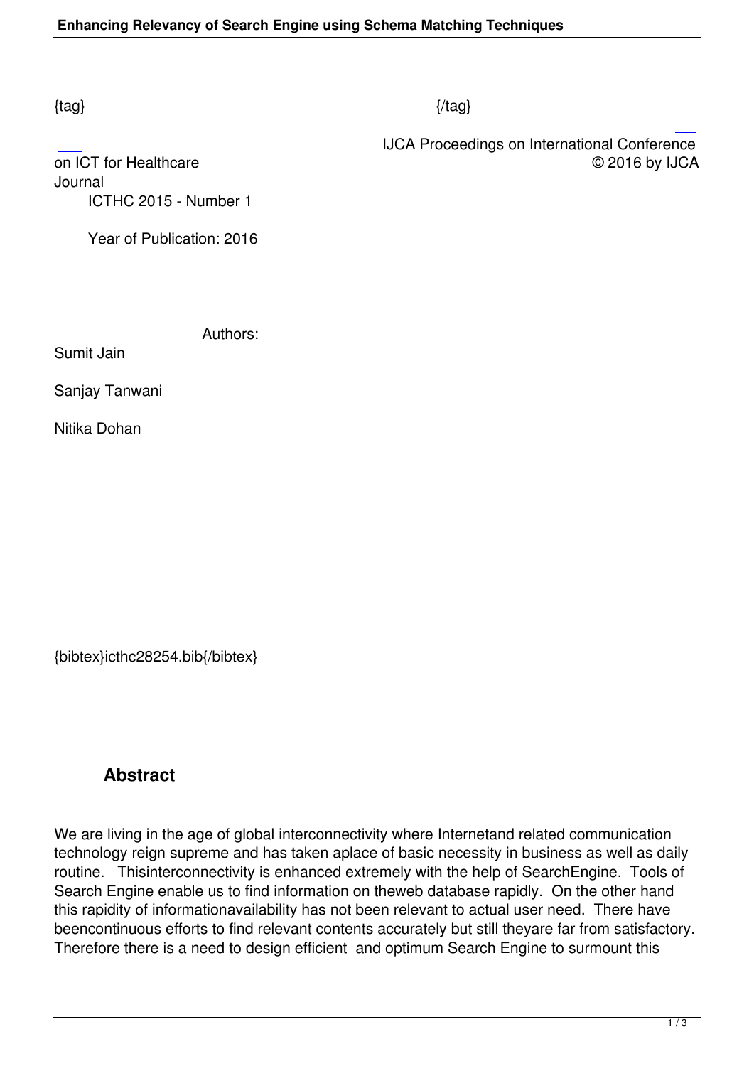{tag} {/tag}

IJCA Proceedings on International Conference on ICT for Healthcare © 2016 by IJCA Journal

ICTHC 2015 - Number 1

Year of Publication: 2016

Authors:

Sumit Jain

Sanjay Tanwani

Nitika Dohan

{bibtex}icthc28254.bib{/bibtex}

## Abstract

We are living in the age of global interconnectivity where Internetand related communication technology reign supreme and has taken aplace of basic necessity in business as well as daily routine. Thisinterconnectivity is enhanced extremely with the help of SearchEngine. Tools of Search Engine enable us to find information on theweb database rapidly. On the other hand this rapidity of informationavailability has not been relevant to actual user need. There have beencontinuous efforts to find relevant contents accurately but still theyare far from satisfactory. Therefore there is a need to design efficient and optimum Search Engine to surmount this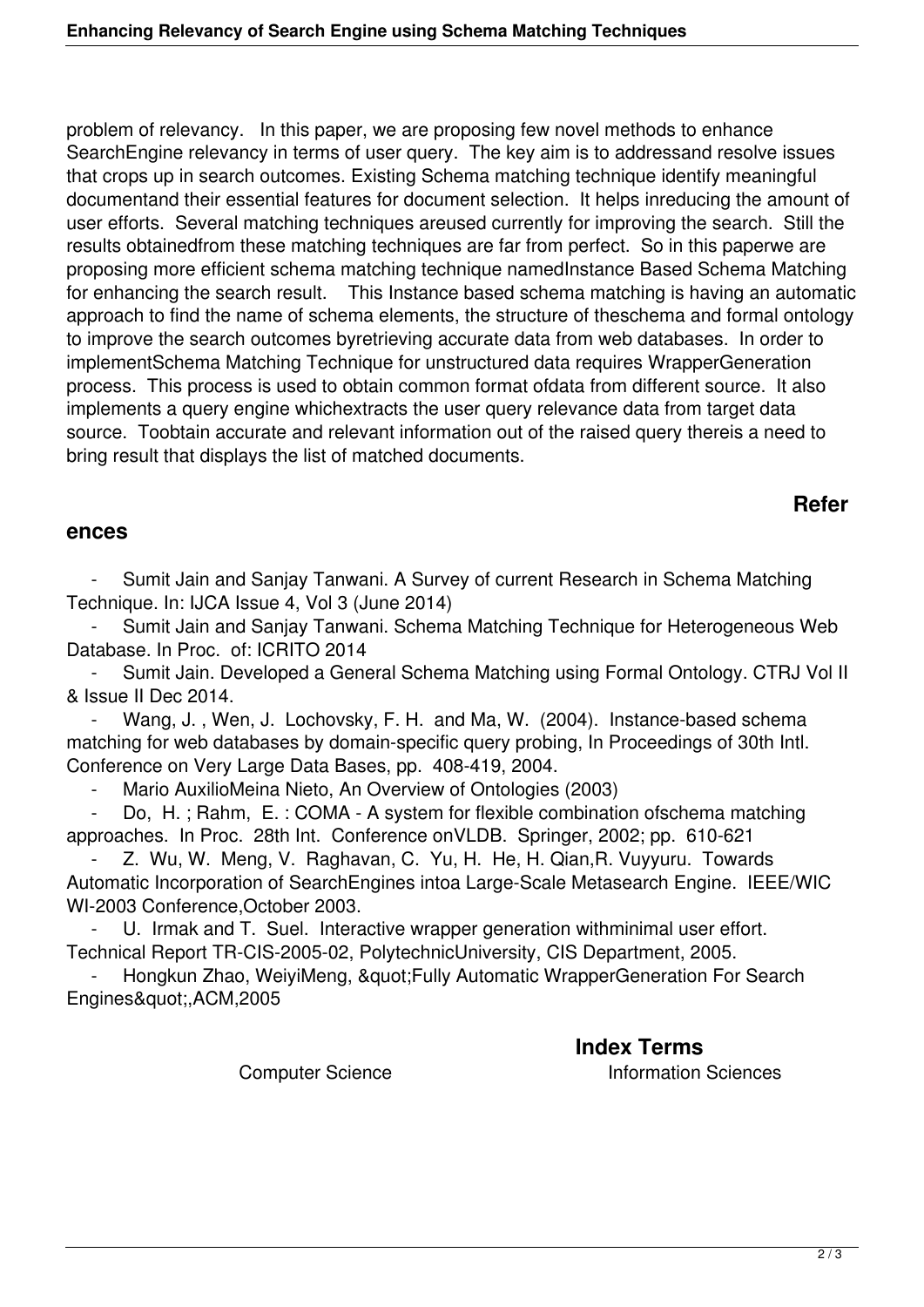problem of relevancy. In this paper, we are proposing few novel methods to enhance SearchEngine relevancy in terms of user query. The key aim is to addressand resolve issues that crops up in search outcomes. Existing Schema matching technique identify meaningful documentand their essential features for document selection. It helps inreducing the amount of user efforts. Several matching techniques areused currently for improving the search. Still the results obtainedfrom these matching techniques are far from perfect. So in this paperwe are proposing more efficient schema matching technique namedInstance Based Schema Matching for enhancing the search result. This Instance based schema matching is having an automatic approach to find the name of schema elements, the structure of theschema and formal ontology to improve the search outcomes byretrieving accurate data from web databases. In order to implementSchema Matching Technique for unstructured data requires WrapperGeneration process. This process is used to obtain common format ofdata from different source. It also implements a query engine whichextracts the user query relevance data from target data source. Toobtain accurate and relevant information out of the raised query thereis a need to bring result that displays the list of matched documents.

## References

- Sumit Jain and Sanjay Tanwani. A Survey of current Research in Schema Matching Technique. In: IJCA Issue 4, Vol 3 (June 2014)
- Sumit Jain and Sanjay Tanwani. Schema Matching Technique for Heterogeneous Web Database. In Proc. of: ICRITO 2014
- Sumit Jain. Developed a General Schema Matching using Formal Ontology. CTRJ Vol II & Issue II Dec 2014.
- Wang, J. , Wen, J. Lochovsky, F. H. and Ma, W. (2004). Instance-based schema matching for web databases by domain-specific query probing, In Proceedings of 30th Intl. Conference on Very Large Data Bases, pp. 408-419, 2004.
- Mario AuxilioMeina Nieto, An Overview of Ontologies (2003)
- Do, H. ; Rahm, E. : COMA - A system for flexible combination ofschema matching approaches. In Proc. 28th Int. Conference onVLDB. Springer, 2002; pp. 610-621
- Z. Wu, W. Meng, V. Raghavan, C. Yu, H. He, H. Qian,R. Vuyyuru. Towards Automatic Incorporation of SearchEngines intoa Large-Scale Metasearch Engine. IEEE/WIC WI-2003 Conference,October 2003.
- U. Irmak and T. Suel. Interactive wrapper generation withminimal user effort. Technical Report TR-CIS-2005-02, PolytechnicUniversity, CIS Department, 2005.
- Hongkun Zhao, WeiyiMeng, &quot;Fully Automatic WrapperGeneration For Search Engines&quot;,ACM,2005

## Index Terms

Computer Science Information Sciences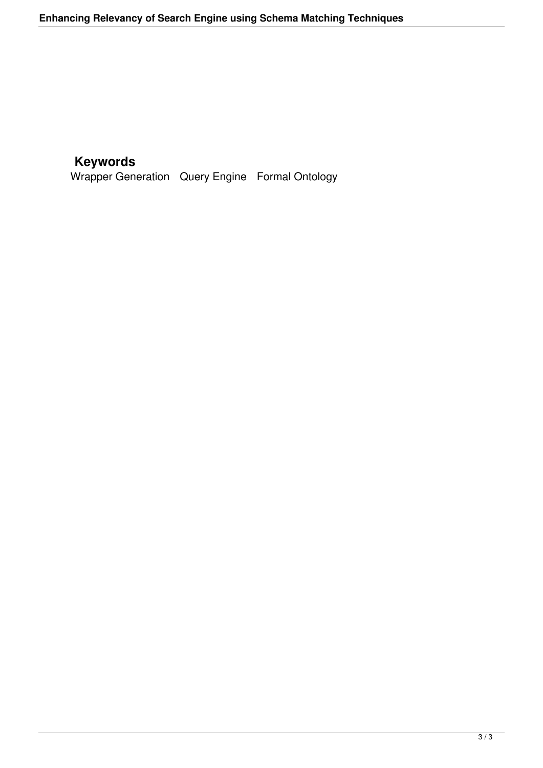## Keywords

Wrapper Generation   Query Engine   Formal Ontology